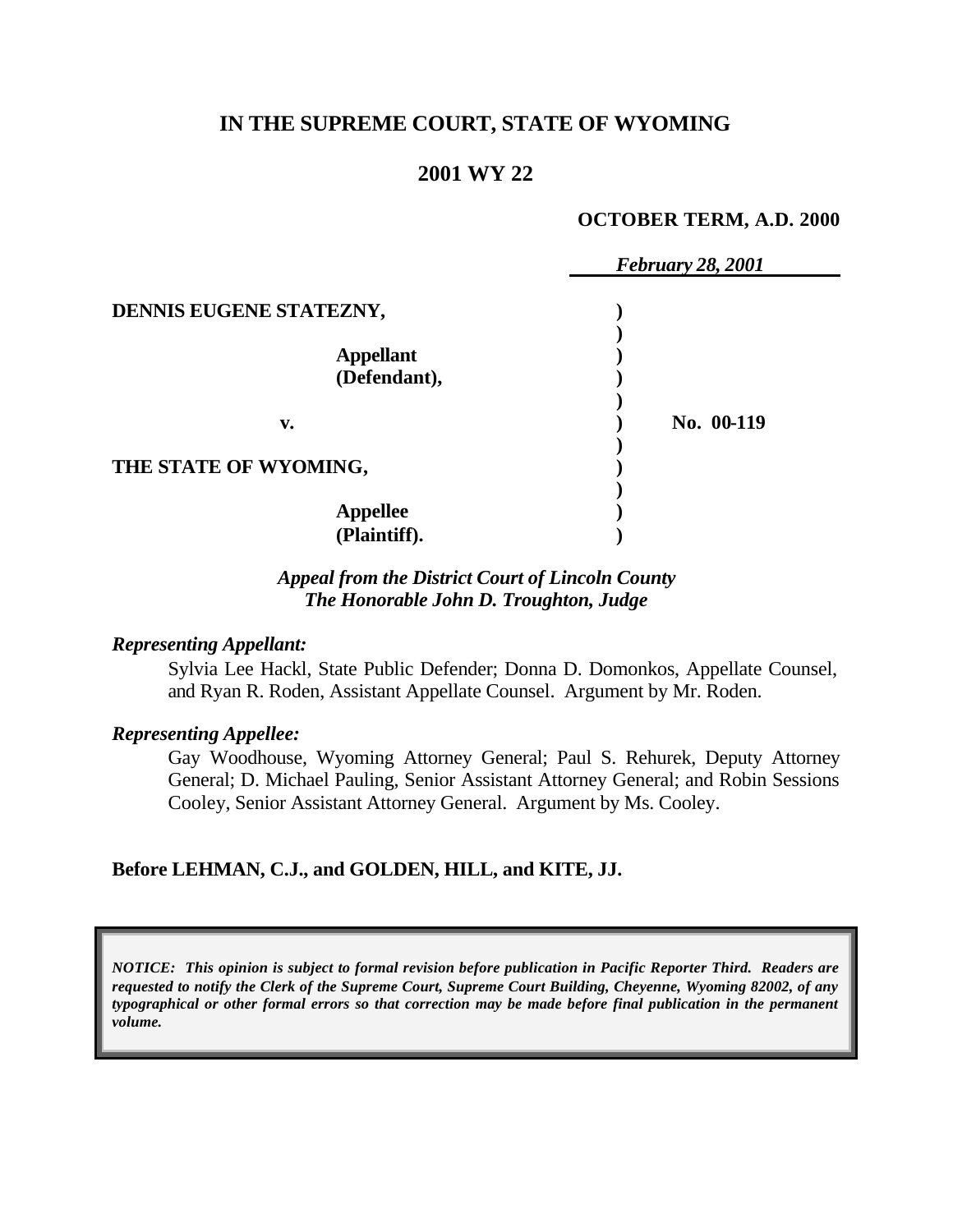# IN THE SUPREME COURT, STATE OF WYOMING

## 2001 WY 22

**OCTOBER TERM, A.D. 2000**

*February 28, 2001*

**DENNIS EUGENE STATEZNY,**

**Appellant (Defendant),**

**v.**

**No. 00-119**

**THE STATE OF WYOMING,**

**Appellee (Plaintiff).**

*Appeal from the District Court of Lincoln County*
*The Honorable John D. Troughton, Judge*

*Representing Appellant:*

Sylvia Lee Hackl, State Public Defender; Donna D. Domonkos, Appellate Counsel, and Ryan R. Roden, Assistant Appellate Counsel. Argument by Mr. Roden.

*Representing Appellee:*

Gay Woodhouse, Wyoming Attorney General; Paul S. Rehurek, Deputy Attorney General; D. Michael Pauling, Senior Assistant Attorney General; and Robin Sessions Cooley, Senior Assistant Attorney General. Argument by Ms. Cooley.

**Before LEHMAN, C.J., and GOLDEN, HILL, and KITE, JJ.**

***NOTICE: This opinion is subject to formal revision before publication in Pacific Reporter Third. Readers are requested to notify the Clerk of the Supreme Court, Supreme Court Building, Cheyenne, Wyoming 82002, of any typographical or other formal errors so that correction may be made before final publication in the permanent volume.***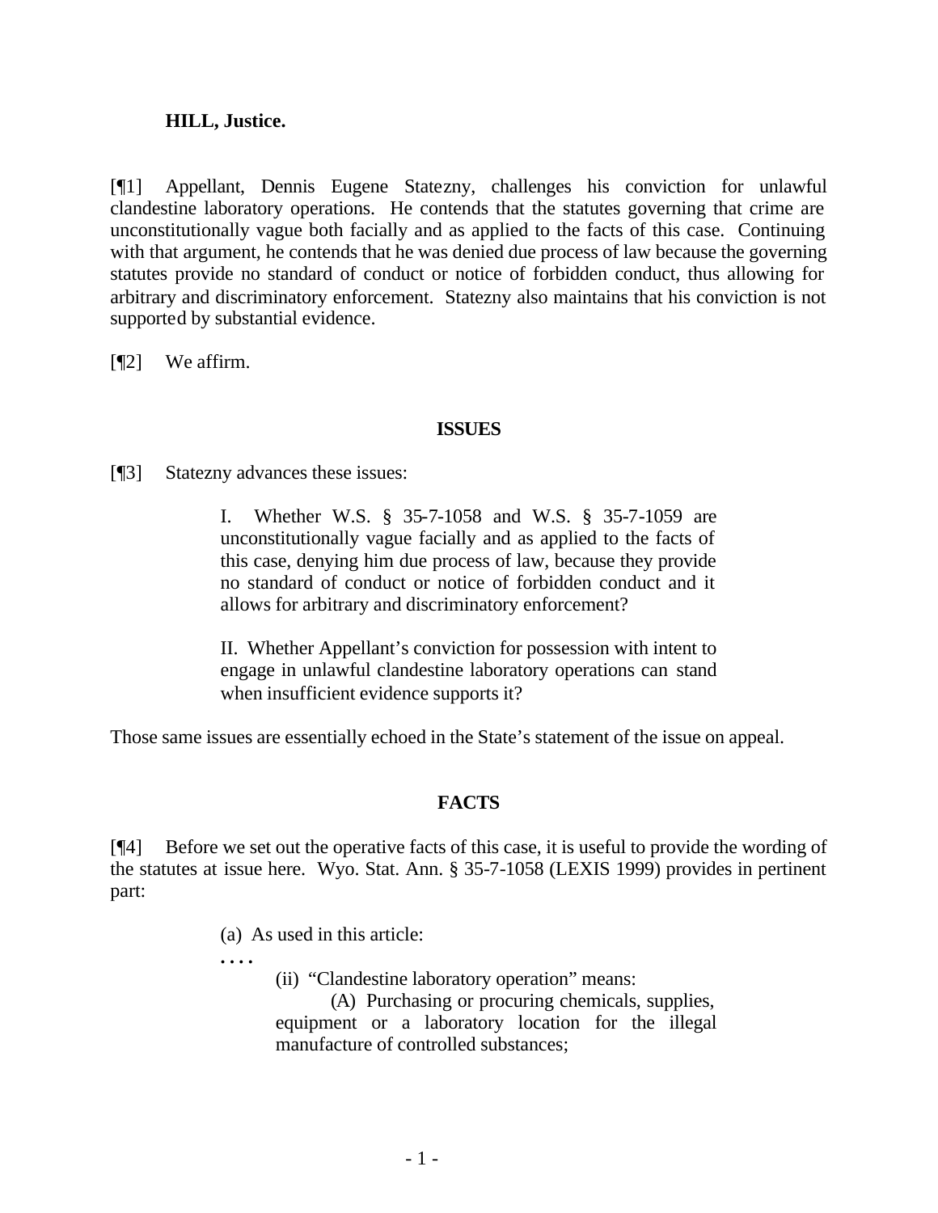**HILL, Justice.**

[¶1] Appellant, Dennis Eugene Statezny, challenges his conviction for unlawful clandestine laboratory operations. He contends that the statutes governing that crime are unconstitutionally vague both facially and as applied to the facts of this case. Continuing with that argument, he contends that he was denied due process of law because the governing statutes provide no standard of conduct or notice of forbidden conduct, thus allowing for arbitrary and discriminatory enforcement. Statezny also maintains that his conviction is not supported by substantial evidence.

[¶2] We affirm.

**ISSUES**

[¶3] Statezny advances these issues:

> I. Whether W.S. § 35-7-1058 and W.S. § 35-7-1059 are unconstitutionally vague facially and as applied to the facts of this case, denying him due process of law, because they provide no standard of conduct or notice of forbidden conduct and it allows for arbitrary and discriminatory enforcement?
>
> II. Whether Appellant's conviction for possession with intent to engage in unlawful clandestine laboratory operations can stand when insufficient evidence supports it?

Those same issues are essentially echoed in the State's statement of the issue on appeal.

**FACTS**

[¶4] Before we set out the operative facts of this case, it is useful to provide the wording of the statutes at issue here. Wyo. Stat. Ann. § 35-7-1058 (LEXIS 1999) provides in pertinent part:

> (a) As used in this article:
>
> . . . .
>
> (ii) "Clandestine laboratory operation" means:
>
> (A) Purchasing or procuring chemicals, supplies, equipment or a laboratory location for the illegal manufacture of controlled substances;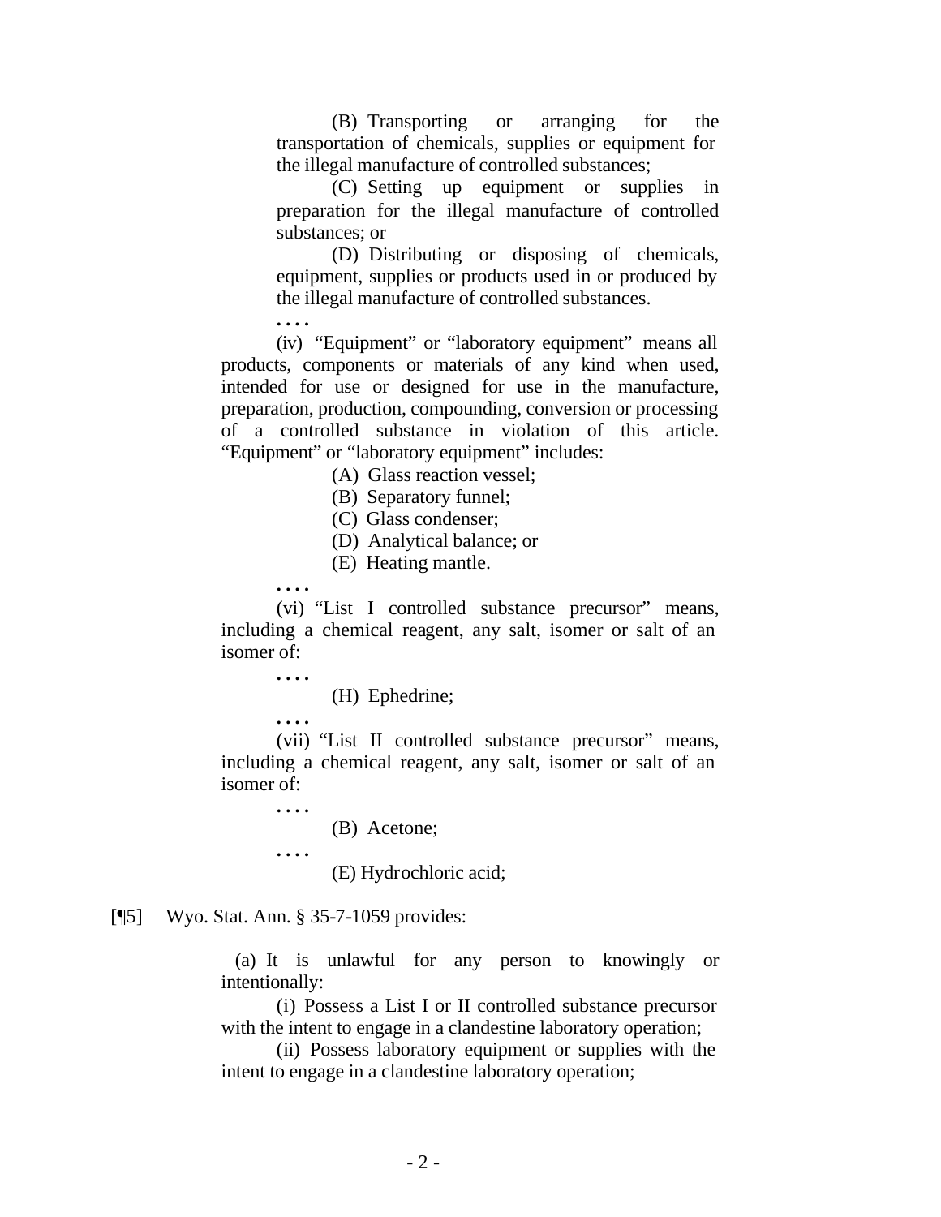(B) Transporting or arranging for the transportation of chemicals, supplies or equipment for the illegal manufacture of controlled substances;

(C) Setting up equipment or supplies in preparation for the illegal manufacture of controlled substances; or

(D) Distributing or disposing of chemicals, equipment, supplies or products used in or produced by the illegal manufacture of controlled substances.

. . . .

(iv) "Equipment" or "laboratory equipment" means all products, components or materials of any kind when used, intended for use or designed for use in the manufacture, preparation, production, compounding, conversion or processing of a controlled substance in violation of this article. "Equipment" or "laboratory equipment" includes:

(A) Glass reaction vessel;

(B) Separatory funnel;

(C) Glass condenser;

(D) Analytical balance; or

(E) Heating mantle.

. . . .

(vi) "List I controlled substance precursor" means, including a chemical reagent, any salt, isomer or salt of an isomer of:

. . . .

(H) Ephedrine;

. . . .

(vii) "List II controlled substance precursor" means, including a chemical reagent, any salt, isomer or salt of an isomer of:

. . . .

(B) Acetone;

. . . .

(E) Hydrochloric acid;

[¶5] Wyo. Stat. Ann. § 35-7-1059 provides:

(a) It is unlawful for any person to knowingly or intentionally:

(i) Possess a List I or II controlled substance precursor with the intent to engage in a clandestine laboratory operation;

(ii) Possess laboratory equipment or supplies with the intent to engage in a clandestine laboratory operation;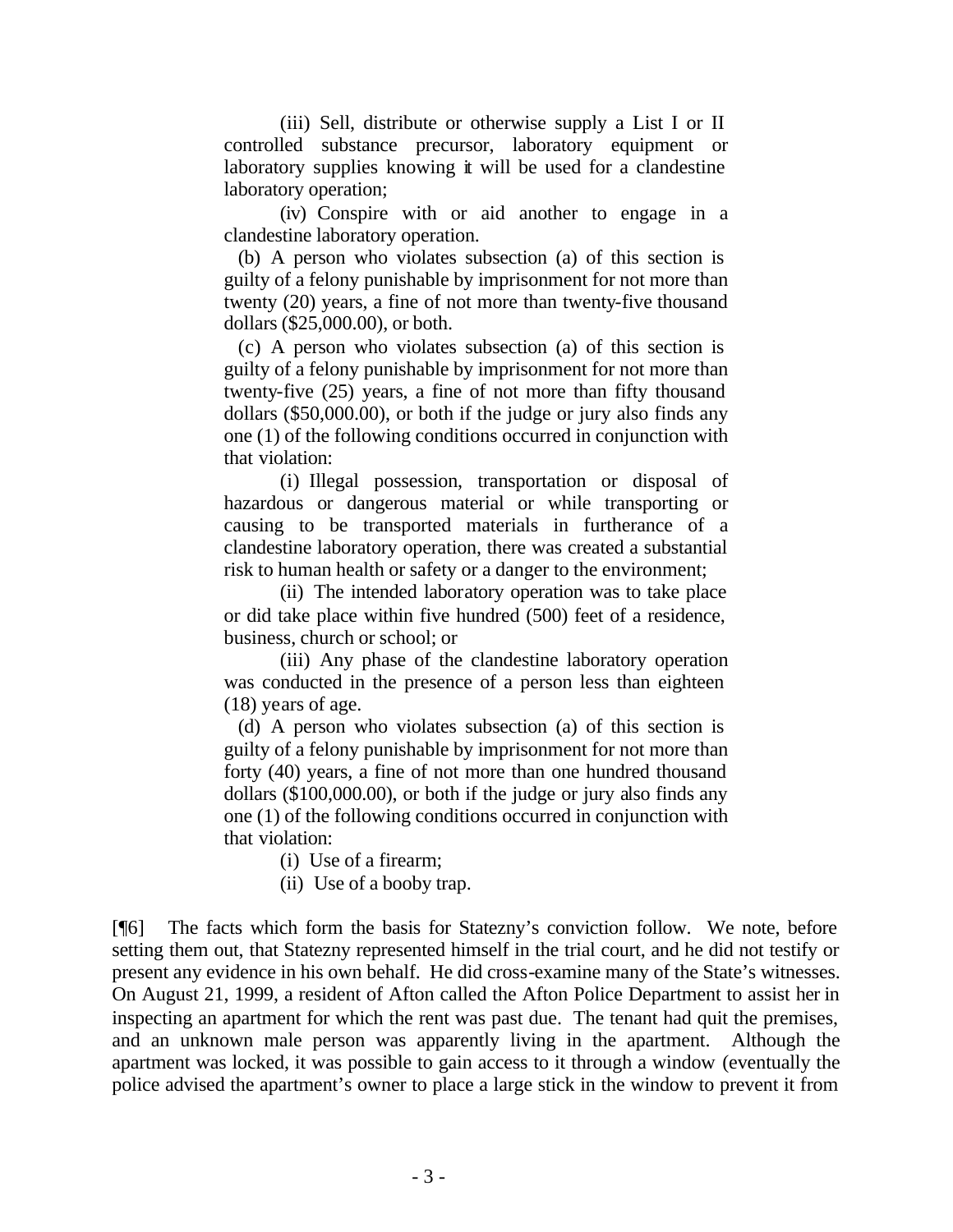(iii) Sell, distribute or otherwise supply a List I or II controlled substance precursor, laboratory equipment or laboratory supplies knowing it will be used for a clandestine laboratory operation;

(iv) Conspire with or aid another to engage in a clandestine laboratory operation.

(b) A person who violates subsection (a) of this section is guilty of a felony punishable by imprisonment for not more than twenty (20) years, a fine of not more than twenty-five thousand dollars ($25,000.00), or both.

(c) A person who violates subsection (a) of this section is guilty of a felony punishable by imprisonment for not more than twenty-five (25) years, a fine of not more than fifty thousand dollars ($50,000.00), or both if the judge or jury also finds any one (1) of the following conditions occurred in conjunction with that violation:

(i) Illegal possession, transportation or disposal of hazardous or dangerous material or while transporting or causing to be transported materials in furtherance of a clandestine laboratory operation, there was created a substantial risk to human health or safety or a danger to the environment;

(ii) The intended laboratory operation was to take place or did take place within five hundred (500) feet of a residence, business, church or school; or

(iii) Any phase of the clandestine laboratory operation was conducted in the presence of a person less than eighteen (18) years of age.

(d) A person who violates subsection (a) of this section is guilty of a felony punishable by imprisonment for not more than forty (40) years, a fine of not more than one hundred thousand dollars ($100,000.00), or both if the judge or jury also finds any one (1) of the following conditions occurred in conjunction with that violation:

(i) Use of a firearm;

(ii) Use of a booby trap.

[¶6] The facts which form the basis for Statezny's conviction follow. We note, before setting them out, that Statezny represented himself in the trial court, and he did not testify or present any evidence in his own behalf. He did cross-examine many of the State's witnesses. On August 21, 1999, a resident of Afton called the Afton Police Department to assist her in inspecting an apartment for which the rent was past due. The tenant had quit the premises, and an unknown male person was apparently living in the apartment. Although the apartment was locked, it was possible to gain access to it through a window (eventually the police advised the apartment's owner to place a large stick in the window to prevent it from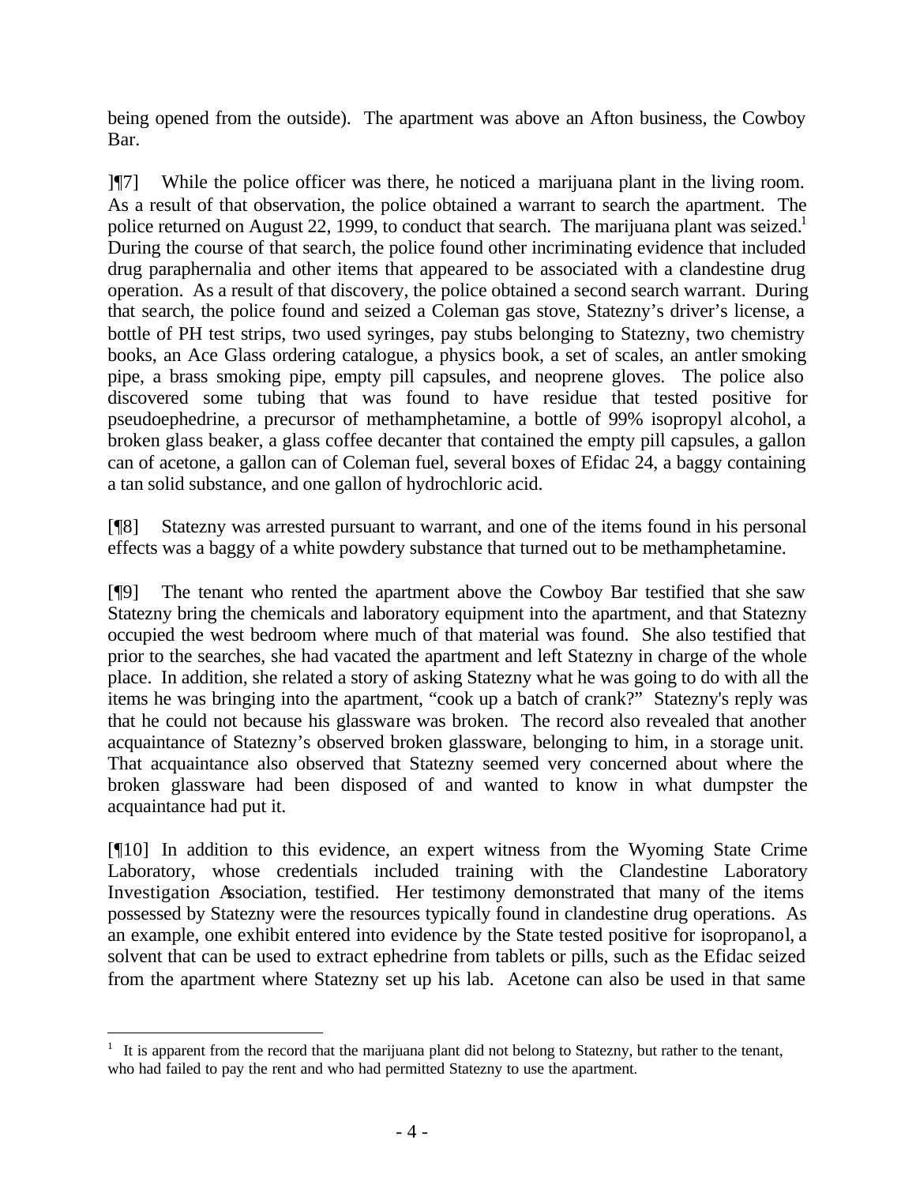being opened from the outside). The apartment was above an Afton business, the Cowboy Bar.

]¶7] While the police officer was there, he noticed a marijuana plant in the living room. As a result of that observation, the police obtained a warrant to search the apartment. The police returned on August 22, 1999, to conduct that search. The marijuana plant was seized.[1] During the course of that search, the police found other incriminating evidence that included drug paraphernalia and other items that appeared to be associated with a clandestine drug operation. As a result of that discovery, the police obtained a second search warrant. During that search, the police found and seized a Coleman gas stove, Statezny's driver's license, a bottle of PH test strips, two used syringes, pay stubs belonging to Statezny, two chemistry books, an Ace Glass ordering catalogue, a physics book, a set of scales, an antler smoking pipe, a brass smoking pipe, empty pill capsules, and neoprene gloves. The police also discovered some tubing that was found to have residue that tested positive for pseudoephedrine, a precursor of methamphetamine, a bottle of 99% isopropyl alcohol, a broken glass beaker, a glass coffee decanter that contained the empty pill capsules, a gallon can of acetone, a gallon can of Coleman fuel, several boxes of Efidac 24, a baggy containing a tan solid substance, and one gallon of hydrochloric acid.

[¶8] Statezny was arrested pursuant to warrant, and one of the items found in his personal effects was a baggy of a white powdery substance that turned out to be methamphetamine.

[¶9] The tenant who rented the apartment above the Cowboy Bar testified that she saw Statezny bring the chemicals and laboratory equipment into the apartment, and that Statezny occupied the west bedroom where much of that material was found. She also testified that prior to the searches, she had vacated the apartment and left Statezny in charge of the whole place. In addition, she related a story of asking Statezny what he was going to do with all the items he was bringing into the apartment, "cook up a batch of crank?" Statezny's reply was that he could not because his glassware was broken. The record also revealed that another acquaintance of Statezny's observed broken glassware, belonging to him, in a storage unit. That acquaintance also observed that Statezny seemed very concerned about where the broken glassware had been disposed of and wanted to know in what dumpster the acquaintance had put it.

[¶10] In addition to this evidence, an expert witness from the Wyoming State Crime Laboratory, whose credentials included training with the Clandestine Laboratory Investigation Association, testified. Her testimony demonstrated that many of the items possessed by Statezny were the resources typically found in clandestine drug operations. As an example, one exhibit entered into evidence by the State tested positive for isopropanol, a solvent that can be used to extract ephedrine from tablets or pills, such as the Efidac seized from the apartment where Statezny set up his lab. Acetone can also be used in that same

---

[1] It is apparent from the record that the marijuana plant did not belong to Statezny, but rather to the tenant, who had failed to pay the rent and who had permitted Statezny to use the apartment.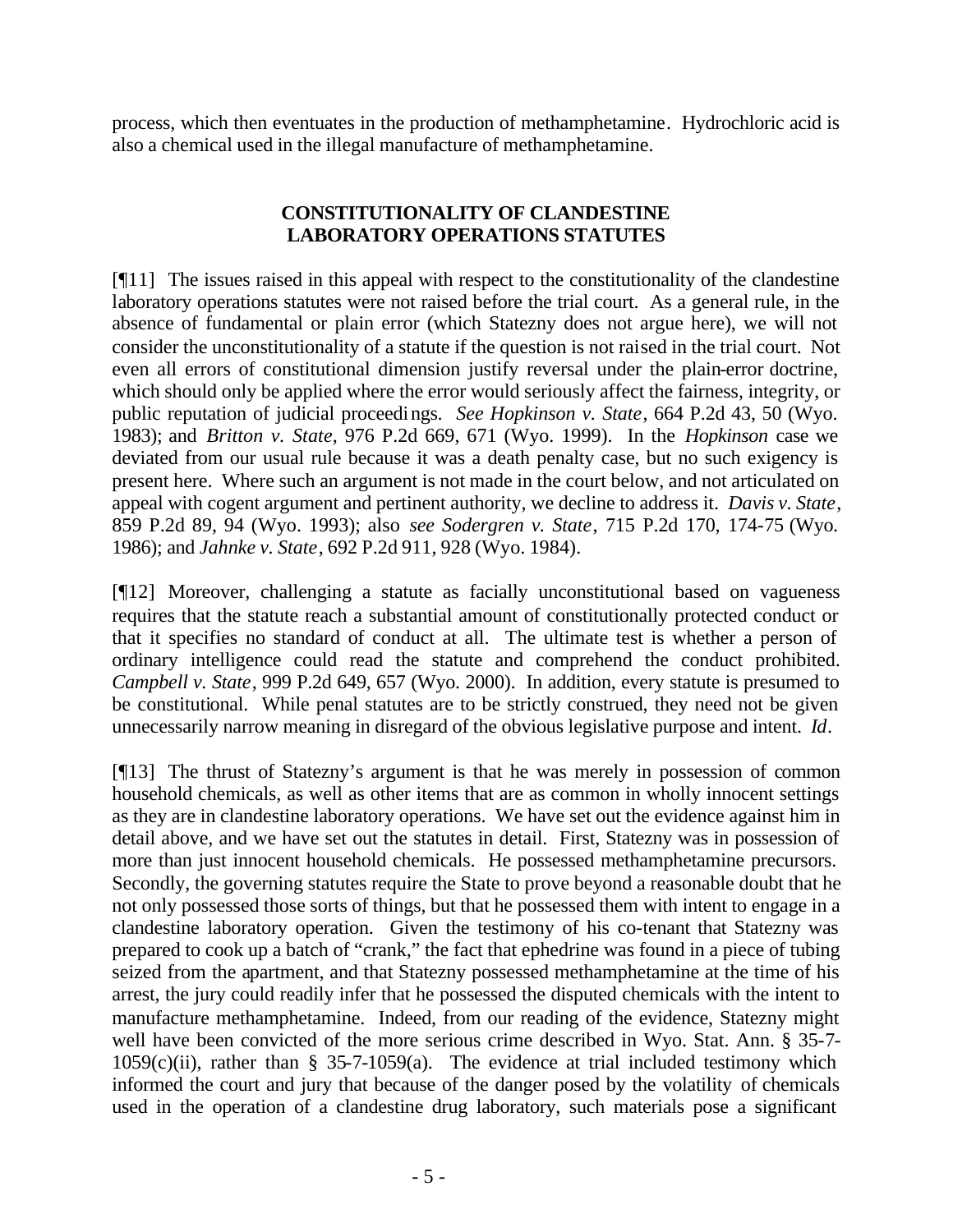process, which then eventuates in the production of methamphetamine. Hydrochloric acid is also a chemical used in the illegal manufacture of methamphetamine.

## CONSTITUTIONALITY OF CLANDESTINE LABORATORY OPERATIONS STATUTES

[¶11] The issues raised in this appeal with respect to the constitutionality of the clandestine laboratory operations statutes were not raised before the trial court. As a general rule, in the absence of fundamental or plain error (which Statezny does not argue here), we will not consider the unconstitutionality of a statute if the question is not raised in the trial court. Not even all errors of constitutional dimension justify reversal under the plain-error doctrine, which should only be applied where the error would seriously affect the fairness, integrity, or public reputation of judicial proceedings. *See Hopkinson v. State*, 664 P.2d 43, 50 (Wyo. 1983); and *Britton v. State*, 976 P.2d 669, 671 (Wyo. 1999). In the *Hopkinson* case we deviated from our usual rule because it was a death penalty case, but no such exigency is present here. Where such an argument is not made in the court below, and not articulated on appeal with cogent argument and pertinent authority, we decline to address it. *Davis v. State*, 859 P.2d 89, 94 (Wyo. 1993); also *see Sodergren v. State*, 715 P.2d 170, 174-75 (Wyo. 1986); and *Jahnke v. State*, 692 P.2d 911, 928 (Wyo. 1984).

[¶12] Moreover, challenging a statute as facially unconstitutional based on vagueness requires that the statute reach a substantial amount of constitutionally protected conduct or that it specifies no standard of conduct at all. The ultimate test is whether a person of ordinary intelligence could read the statute and comprehend the conduct prohibited. *Campbell v. State*, 999 P.2d 649, 657 (Wyo. 2000). In addition, every statute is presumed to be constitutional. While penal statutes are to be strictly construed, they need not be given unnecessarily narrow meaning in disregard of the obvious legislative purpose and intent. *Id*.

[¶13] The thrust of Statezny's argument is that he was merely in possession of common household chemicals, as well as other items that are as common in wholly innocent settings as they are in clandestine laboratory operations. We have set out the evidence against him in detail above, and we have set out the statutes in detail. First, Statezny was in possession of more than just innocent household chemicals. He possessed methamphetamine precursors. Secondly, the governing statutes require the State to prove beyond a reasonable doubt that he not only possessed those sorts of things, but that he possessed them with intent to engage in a clandestine laboratory operation. Given the testimony of his co-tenant that Statezny was prepared to cook up a batch of "crank," the fact that ephedrine was found in a piece of tubing seized from the apartment, and that Statezny possessed methamphetamine at the time of his arrest, the jury could readily infer that he possessed the disputed chemicals with the intent to manufacture methamphetamine. Indeed, from our reading of the evidence, Statezny might well have been convicted of the more serious crime described in Wyo. Stat. Ann. § 35-7-1059(c)(ii), rather than § 35-7-1059(a). The evidence at trial included testimony which informed the court and jury that because of the danger posed by the volatility of chemicals used in the operation of a clandestine drug laboratory, such materials pose a significant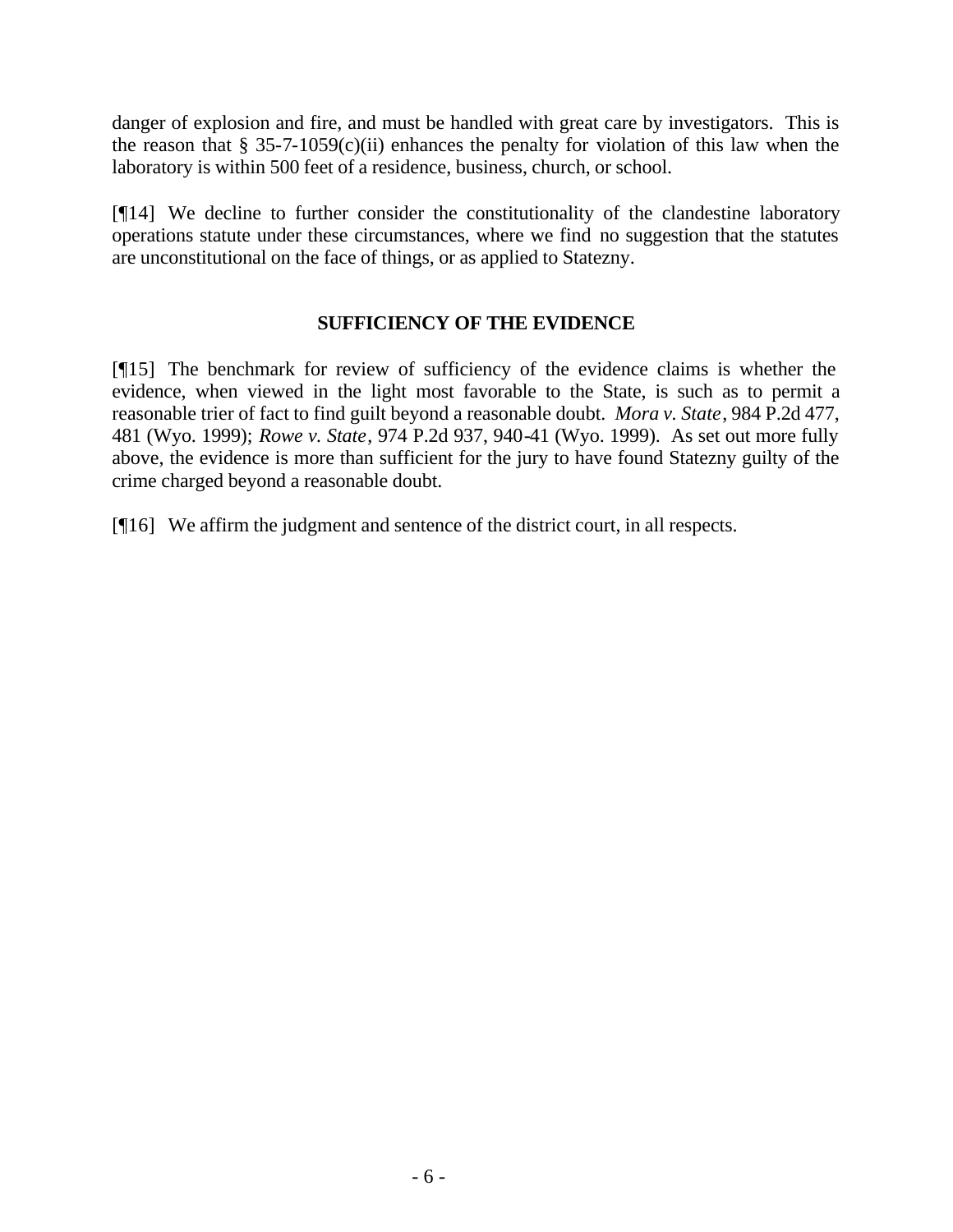danger of explosion and fire, and must be handled with great care by investigators. This is the reason that § 35-7-1059(c)(ii) enhances the penalty for violation of this law when the laboratory is within 500 feet of a residence, business, church, or school.

[¶14] We decline to further consider the constitutionality of the clandestine laboratory operations statute under these circumstances, where we find no suggestion that the statutes are unconstitutional on the face of things, or as applied to Statezny.

## SUFFICIENCY OF THE EVIDENCE

[¶15] The benchmark for review of sufficiency of the evidence claims is whether the evidence, when viewed in the light most favorable to the State, is such as to permit a reasonable trier of fact to find guilt beyond a reasonable doubt. *Mora v. State*, 984 P.2d 477, 481 (Wyo. 1999); *Rowe v. State*, 974 P.2d 937, 940-41 (Wyo. 1999). As set out more fully above, the evidence is more than sufficient for the jury to have found Statezny guilty of the crime charged beyond a reasonable doubt.

[¶16] We affirm the judgment and sentence of the district court, in all respects.